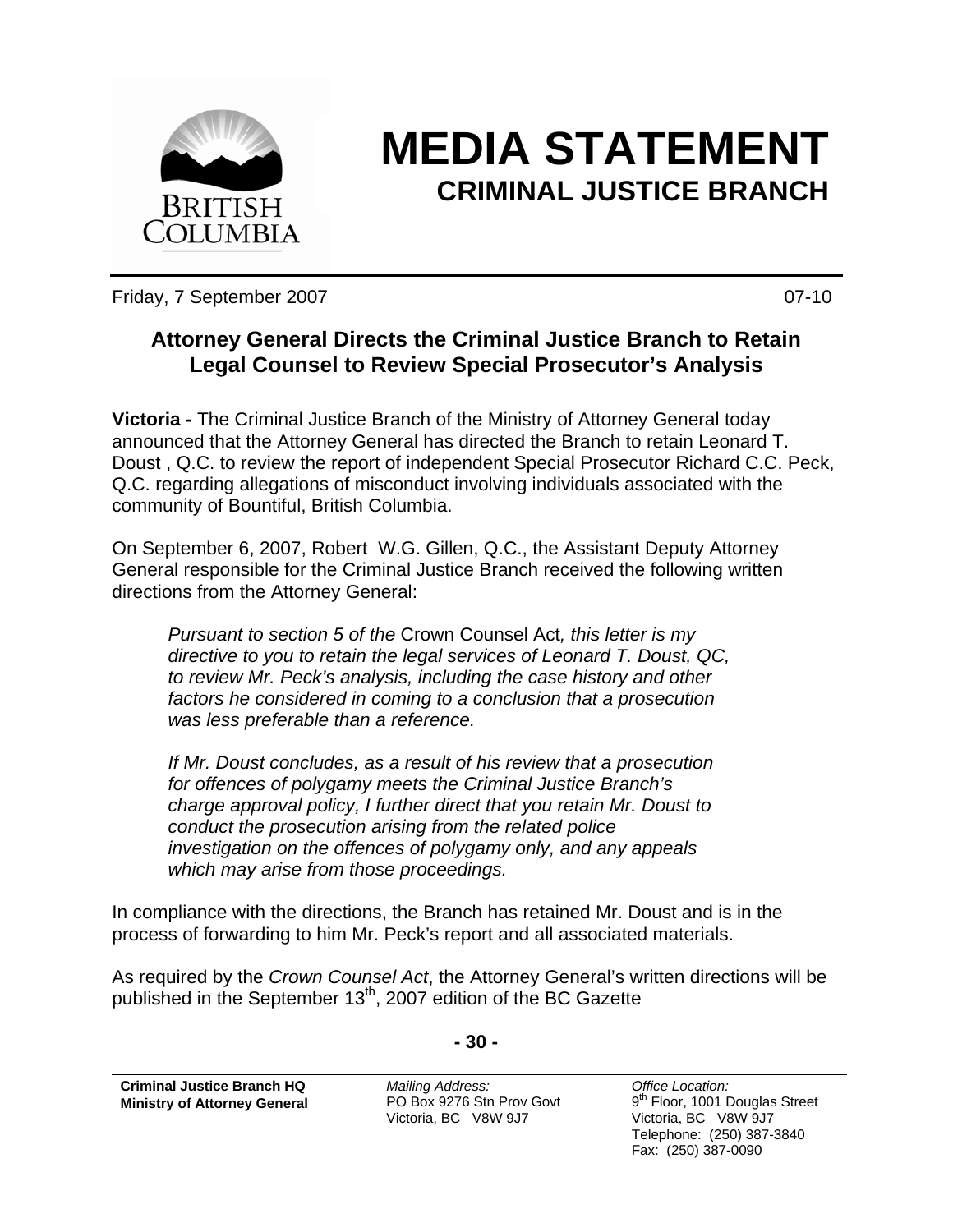BRITISH COLUMBIA

# MEDIA STATEMENT

## CRIMINAL JUSTICE BRANCH

Friday, 7 September 2007 07-10

### Attorney General Directs the Criminal Justice Branch to Retain Legal Counsel to Review Special Prosecutor's Analysis

**Victoria -** The Criminal Justice Branch of the Ministry of Attorney General today announced that the Attorney General has directed the Branch to retain Leonard T. Doust , Q.C. to review the report of independent Special Prosecutor Richard C.C. Peck, Q.C. regarding allegations of misconduct involving individuals associated with the community of Bountiful, British Columbia.

On September 6, 2007, Robert W.G. Gillen, Q.C., the Assistant Deputy Attorney General responsible for the Criminal Justice Branch received the following written directions from the Attorney General:

> *Pursuant to section 5 of the* Crown Counsel Act*, this letter is my directive to you to retain the legal services of Leonard T. Doust, QC, to review Mr. Peck's analysis, including the case history and other factors he considered in coming to a conclusion that a prosecution was less preferable than a reference.*
>
> *If Mr. Doust concludes, as a result of his review that a prosecution for offences of polygamy meets the Criminal Justice Branch's charge approval policy, I further direct that you retain Mr. Doust to conduct the prosecution arising from the related police investigation on the offences of polygamy only, and any appeals which may arise from those proceedings.*

In compliance with the directions, the Branch has retained Mr. Doust and is in the process of forwarding to him Mr. Peck's report and all associated materials.

As required by the *Crown Counsel Act*, the Attorney General's written directions will be published in the September 13th, 2007 edition of the BC Gazette

**- 30 -**

**Criminal Justice Branch HQ**
**Ministry of Attorney General**

*Mailing Address:*
PO Box 9276 Stn Prov Govt
Victoria, BC V8W 9J7

*Office Location:*
9th Floor, 1001 Douglas Street
Victoria, BC V8W 9J7
Telephone: (250) 387-3840
Fax: (250) 387-0090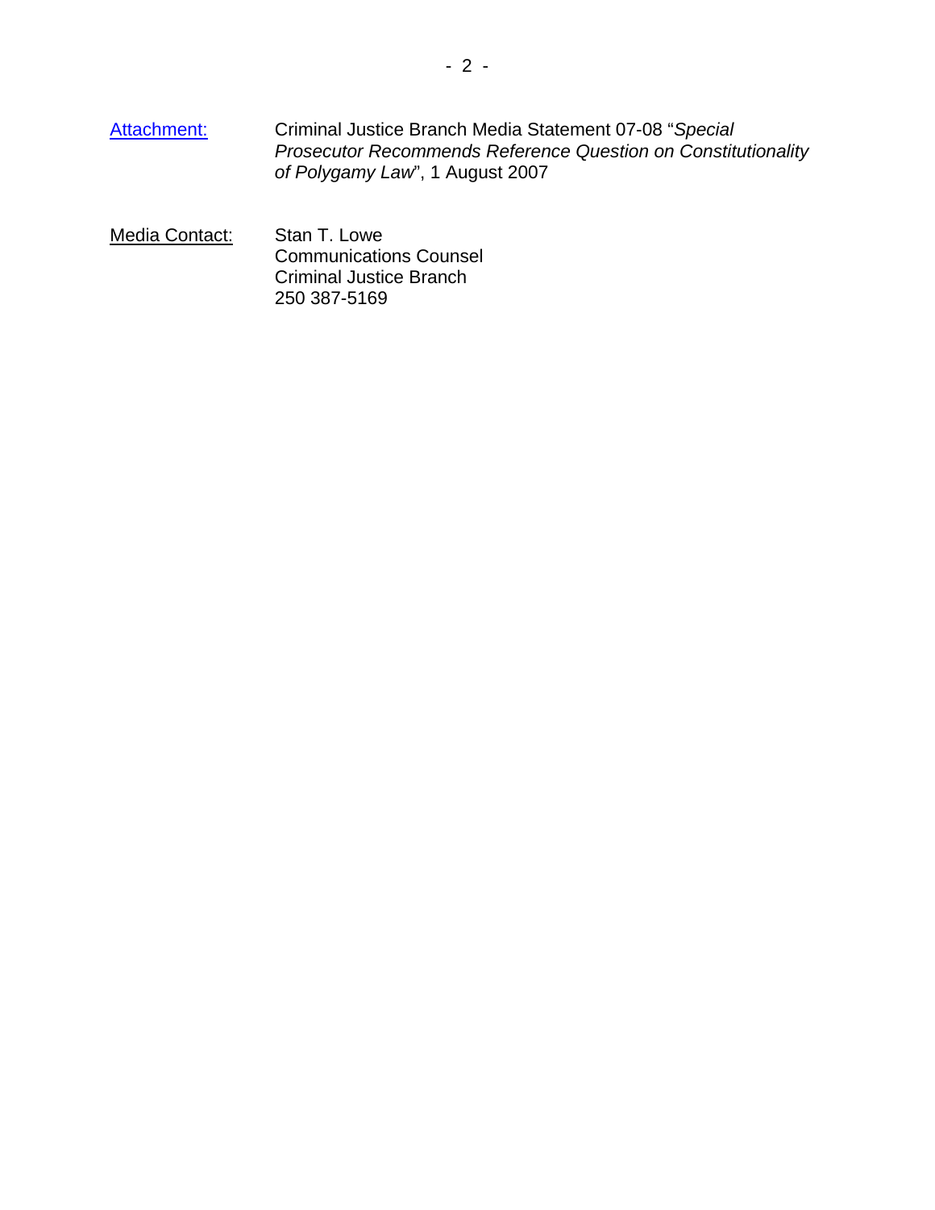Attachment: Criminal Justice Branch Media Statement 07-08 "*Special Prosecutor Recommends Reference Question on Constitutionality of Polygamy Law*", 1 August 2007

Media Contact: Stan T. Lowe
Communications Counsel
Criminal Justice Branch
250 387-5169